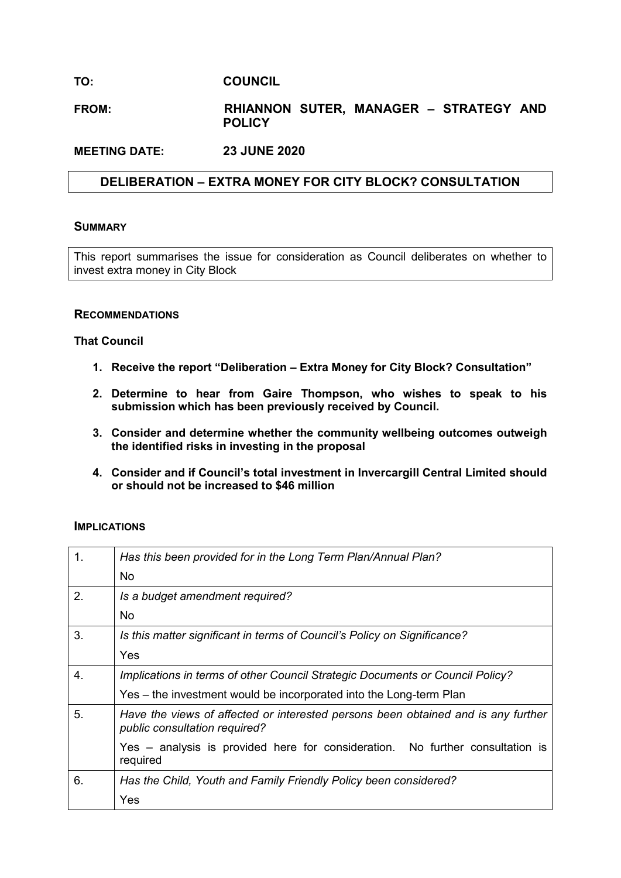**TO:** **COUNCIL**

**FROM:** **RHIANNON SUTER, MANAGER – STRATEGY AND POLICY**

**MEETING DATE:** **23 JUNE 2020**

# DELIBERATION – EXTRA MONEY FOR CITY BLOCK? CONSULTATION

## SUMMARY

This report summarises the issue for consideration as Council deliberates on whether to invest extra money in City Block

## RECOMMENDATIONS

**That Council**

1. **Receive the report "Deliberation – Extra Money for City Block? Consultation"**
2. **Determine to hear from Gaire Thompson, who wishes to speak to his submission which has been previously received by Council.**
3. **Consider and determine whether the community wellbeing outcomes outweigh the identified risks in investing in the proposal**
4. **Consider and if Council's total investment in Invercargill Central Limited should or should not be increased to $46 million**

## IMPLICATIONS

| | |
|---|---|
| 1. | *Has this been provided for in the Long Term Plan/Annual Plan?*<br>No |
| 2. | *Is a budget amendment required?*<br>No |
| 3. | *Is this matter significant in terms of Council's Policy on Significance?*<br>Yes |
| 4. | *Implications in terms of other Council Strategic Documents or Council Policy?*<br>Yes – the investment would be incorporated into the Long-term Plan |
| 5. | *Have the views of affected or interested persons been obtained and is any further public consultation required?*<br>Yes – analysis is provided here for consideration. No further consultation is required |
| 6. | *Has the Child, Youth and Family Friendly Policy been considered?*<br>Yes |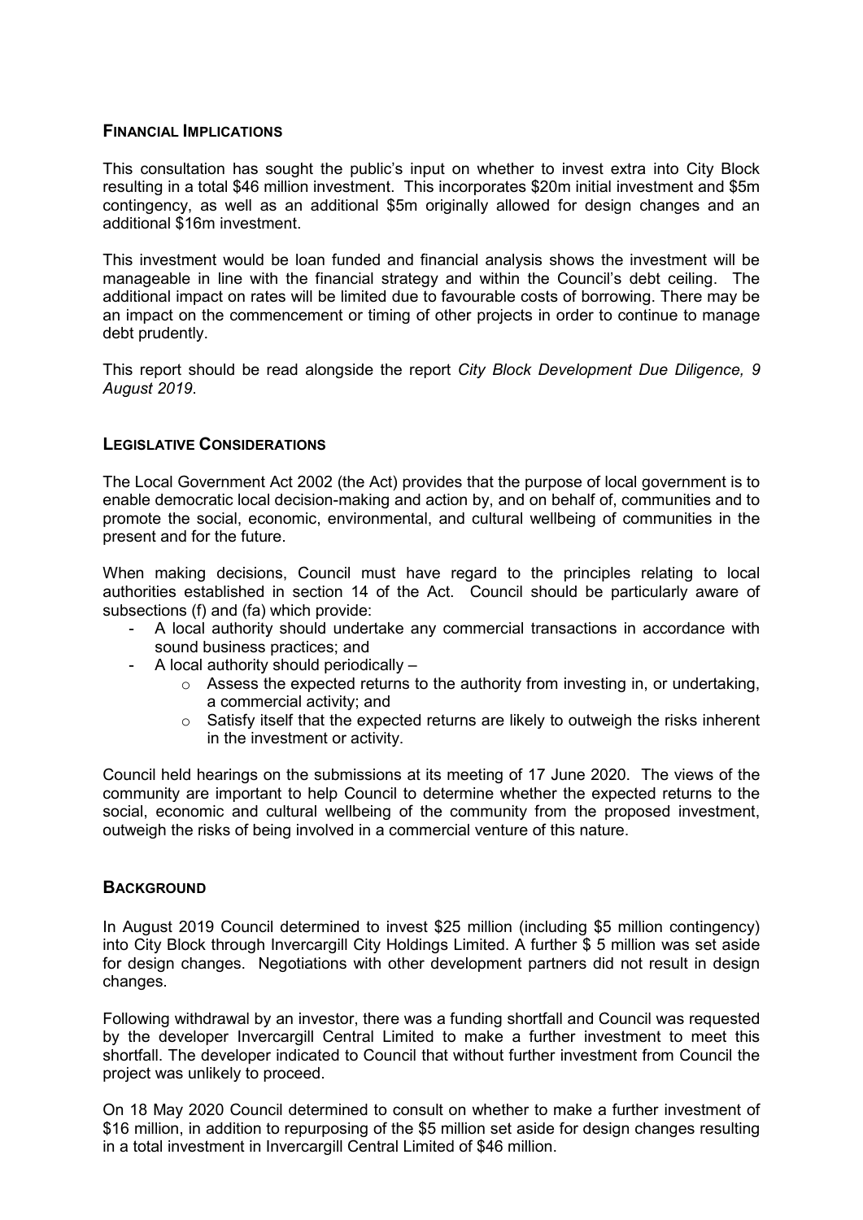## Financial Implications

This consultation has sought the public's input on whether to invest extra into City Block resulting in a total $46 million investment. This incorporates $20m initial investment and $5m contingency, as well as an additional $5m originally allowed for design changes and an additional $16m investment.

This investment would be loan funded and financial analysis shows the investment will be manageable in line with the financial strategy and within the Council's debt ceiling. The additional impact on rates will be limited due to favourable costs of borrowing. There may be an impact on the commencement or timing of other projects in order to continue to manage debt prudently.

This report should be read alongside the report *City Block Development Due Diligence, 9 August 2019*.

## Legislative Considerations

The Local Government Act 2002 (the Act) provides that the purpose of local government is to enable democratic local decision-making and action by, and on behalf of, communities and to promote the social, economic, environmental, and cultural wellbeing of communities in the present and for the future.

When making decisions, Council must have regard to the principles relating to local authorities established in section 14 of the Act. Council should be particularly aware of subsections (f) and (fa) which provide:

- A local authority should undertake any commercial transactions in accordance with sound business practices; and
- A local authority should periodically –
    - Assess the expected returns to the authority from investing in, or undertaking, a commercial activity; and
    - Satisfy itself that the expected returns are likely to outweigh the risks inherent in the investment or activity.

Council held hearings on the submissions at its meeting of 17 June 2020. The views of the community are important to help Council to determine whether the expected returns to the social, economic and cultural wellbeing of the community from the proposed investment, outweigh the risks of being involved in a commercial venture of this nature.

## Background

In August 2019 Council determined to invest $25 million (including $5 million contingency) into City Block through Invercargill City Holdings Limited. A further $ 5 million was set aside for design changes. Negotiations with other development partners did not result in design changes.

Following withdrawal by an investor, there was a funding shortfall and Council was requested by the developer Invercargill Central Limited to make a further investment to meet this shortfall. The developer indicated to Council that without further investment from Council the project was unlikely to proceed.

On 18 May 2020 Council determined to consult on whether to make a further investment of $16 million, in addition to repurposing of the $5 million set aside for design changes resulting in a total investment in Invercargill Central Limited of $46 million.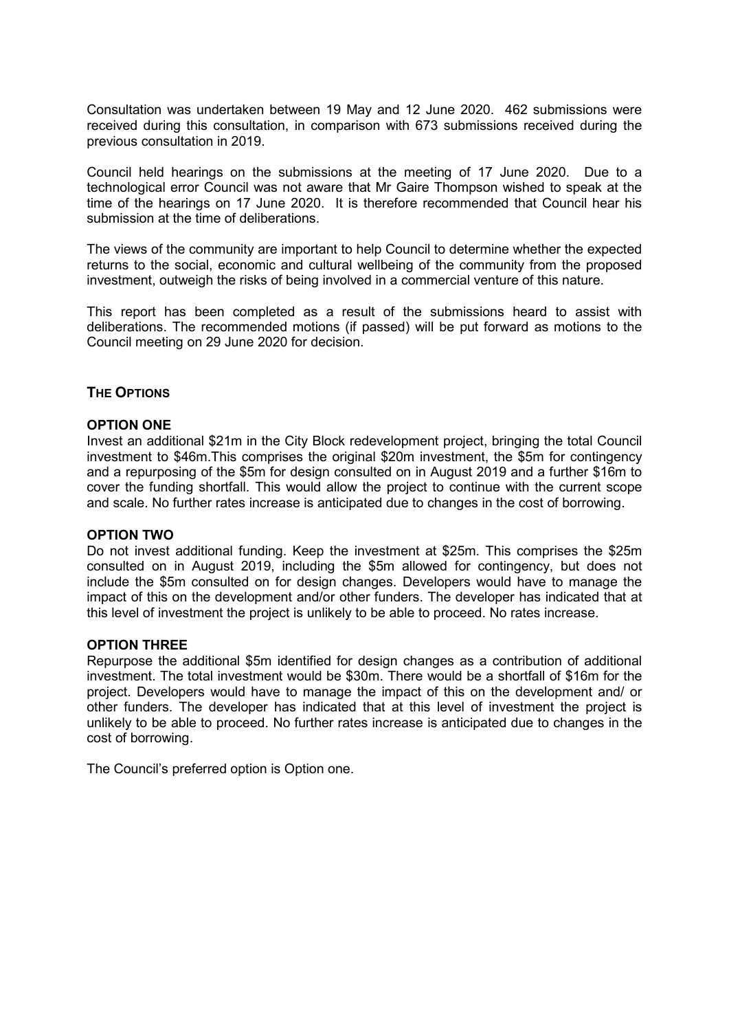Consultation was undertaken between 19 May and 12 June 2020. 462 submissions were received during this consultation, in comparison with 673 submissions received during the previous consultation in 2019.

Council held hearings on the submissions at the meeting of 17 June 2020. Due to a technological error Council was not aware that Mr Gaire Thompson wished to speak at the time of the hearings on 17 June 2020. It is therefore recommended that Council hear his submission at the time of deliberations.

The views of the community are important to help Council to determine whether the expected returns to the social, economic and cultural wellbeing of the community from the proposed investment, outweigh the risks of being involved in a commercial venture of this nature.

This report has been completed as a result of the submissions heard to assist with deliberations. The recommended motions (if passed) will be put forward as motions to the Council meeting on 29 June 2020 for decision.

## THE OPTIONS

### OPTION ONE

Invest an additional $21m in the City Block redevelopment project, bringing the total Council investment to $46m.This comprises the original $20m investment, the $5m for contingency and a repurposing of the $5m for design consulted on in August 2019 and a further $16m to cover the funding shortfall. This would allow the project to continue with the current scope and scale. No further rates increase is anticipated due to changes in the cost of borrowing.

### OPTION TWO

Do not invest additional funding. Keep the investment at $25m. This comprises the $25m consulted on in August 2019, including the $5m allowed for contingency, but does not include the $5m consulted on for design changes. Developers would have to manage the impact of this on the development and/or other funders. The developer has indicated that at this level of investment the project is unlikely to be able to proceed. No rates increase.

### OPTION THREE

Repurpose the additional $5m identified for design changes as a contribution of additional investment. The total investment would be $30m. There would be a shortfall of $16m for the project. Developers would have to manage the impact of this on the development and/ or other funders. The developer has indicated that at this level of investment the project is unlikely to be able to proceed. No further rates increase is anticipated due to changes in the cost of borrowing.

The Council's preferred option is Option one.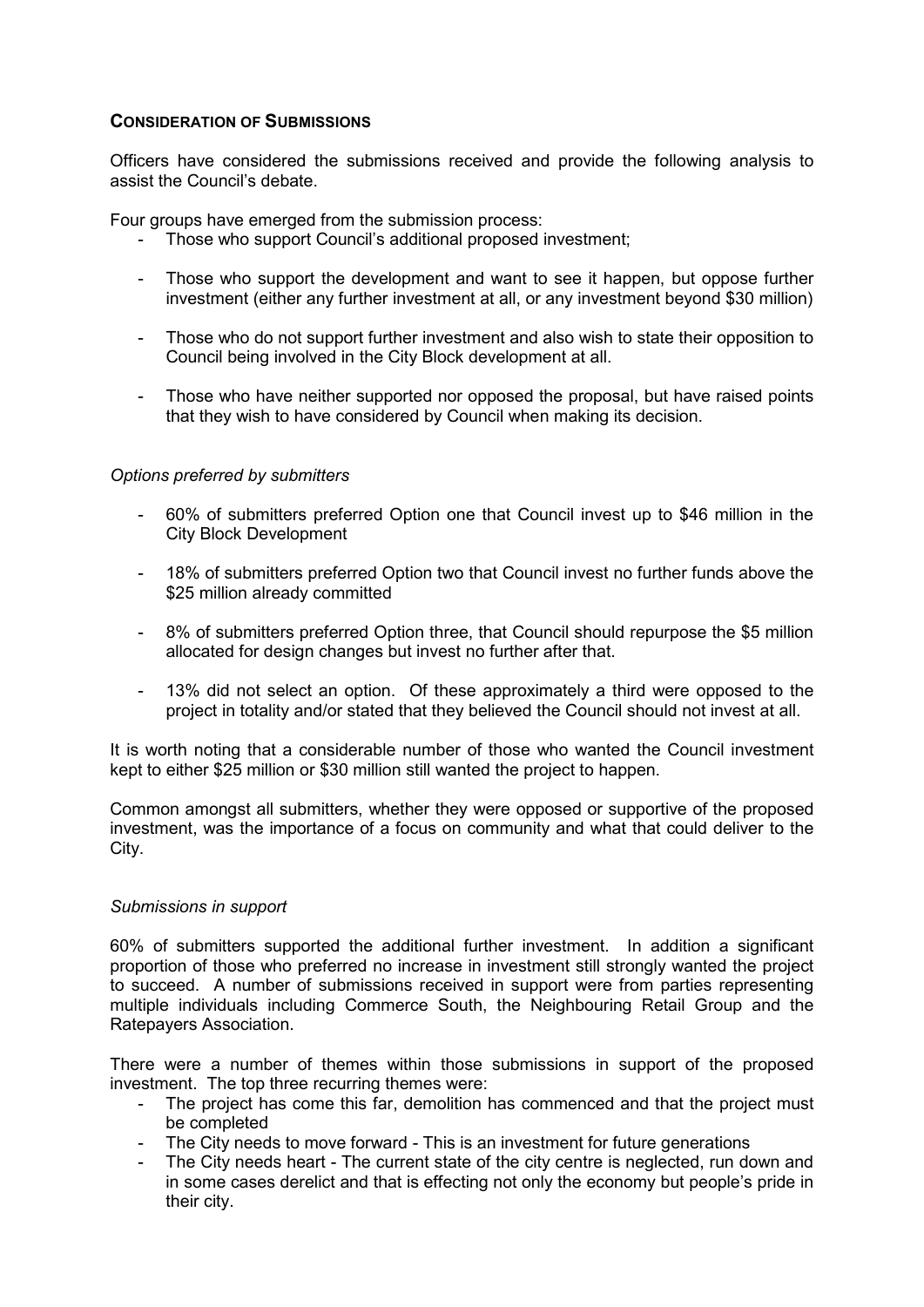## CONSIDERATION OF SUBMISSIONS

Officers have considered the submissions received and provide the following analysis to assist the Council's debate.

Four groups have emerged from the submission process:

- Those who support Council's additional proposed investment;
- Those who support the development and want to see it happen, but oppose further investment (either any further investment at all, or any investment beyond $30 million)
- Those who do not support further investment and also wish to state their opposition to Council being involved in the City Block development at all.
- Those who have neither supported nor opposed the proposal, but have raised points that they wish to have considered by Council when making its decision.

*Options preferred by submitters*

- 60% of submitters preferred Option one that Council invest up to $46 million in the City Block Development
- 18% of submitters preferred Option two that Council invest no further funds above the $25 million already committed
- 8% of submitters preferred Option three, that Council should repurpose the $5 million allocated for design changes but invest no further after that.
- 13% did not select an option. Of these approximately a third were opposed to the project in totality and/or stated that they believed the Council should not invest at all.

It is worth noting that a considerable number of those who wanted the Council investment kept to either $25 million or $30 million still wanted the project to happen.

Common amongst all submitters, whether they were opposed or supportive of the proposed investment, was the importance of a focus on community and what that could deliver to the City.

*Submissions in support*

60% of submitters supported the additional further investment. In addition a significant proportion of those who preferred no increase in investment still strongly wanted the project to succeed. A number of submissions received in support were from parties representing multiple individuals including Commerce South, the Neighbouring Retail Group and the Ratepayers Association.

There were a number of themes within those submissions in support of the proposed investment. The top three recurring themes were:

- The project has come this far, demolition has commenced and that the project must be completed
- The City needs to move forward - This is an investment for future generations
- The City needs heart - The current state of the city centre is neglected, run down and in some cases derelict and that is effecting not only the economy but people's pride in their city.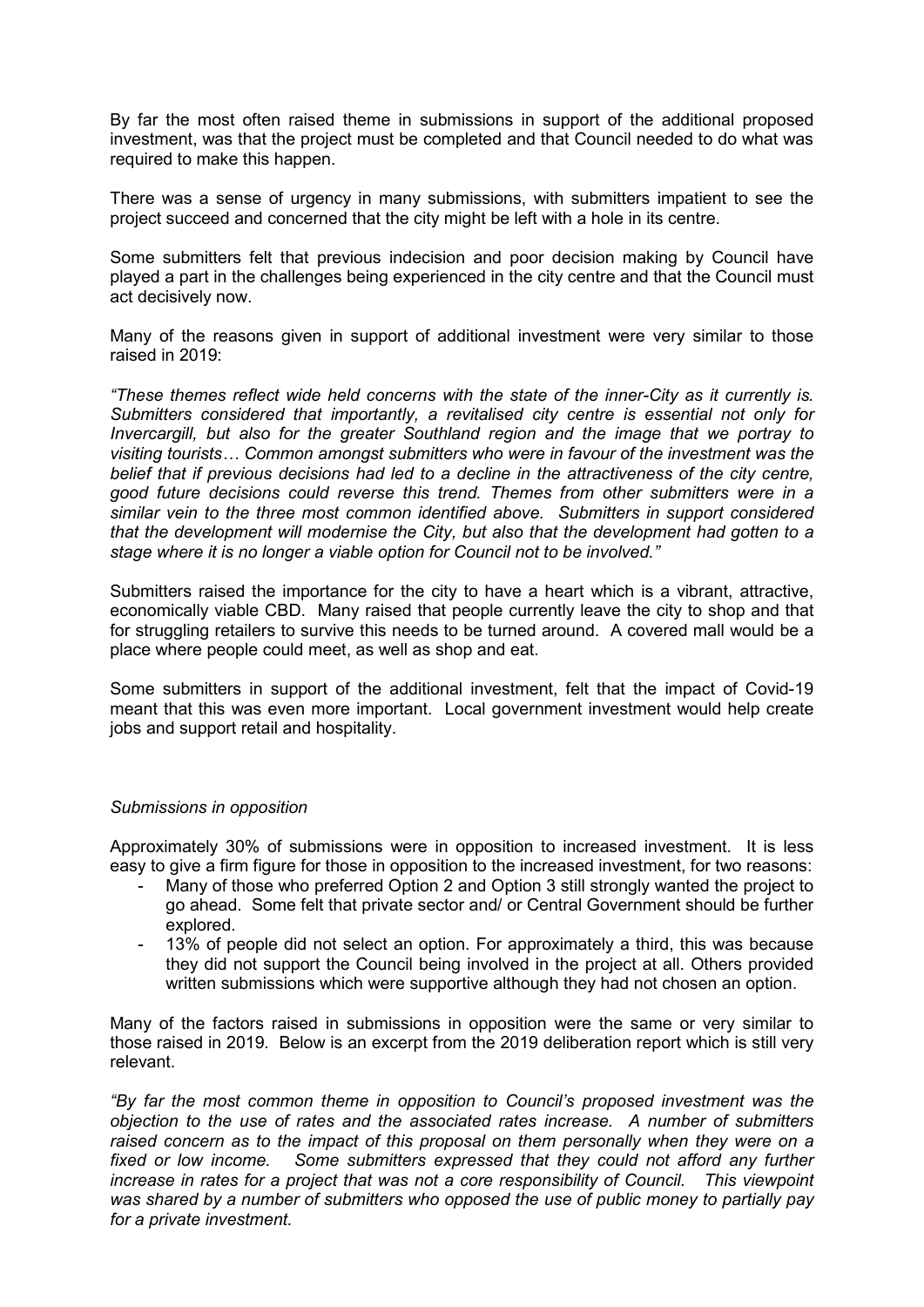By far the most often raised theme in submissions in support of the additional proposed investment, was that the project must be completed and that Council needed to do what was required to make this happen.

There was a sense of urgency in many submissions, with submitters impatient to see the project succeed and concerned that the city might be left with a hole in its centre.

Some submitters felt that previous indecision and poor decision making by Council have played a part in the challenges being experienced in the city centre and that the Council must act decisively now.

Many of the reasons given in support of additional investment were very similar to those raised in 2019:

*"These themes reflect wide held concerns with the state of the inner-City as it currently is. Submitters considered that importantly, a revitalised city centre is essential not only for Invercargill, but also for the greater Southland region and the image that we portray to visiting tourists… Common amongst submitters who were in favour of the investment was the belief that if previous decisions had led to a decline in the attractiveness of the city centre, good future decisions could reverse this trend. Themes from other submitters were in a similar vein to the three most common identified above. Submitters in support considered that the development will modernise the City, but also that the development had gotten to a stage where it is no longer a viable option for Council not to be involved."*

Submitters raised the importance for the city to have a heart which is a vibrant, attractive, economically viable CBD. Many raised that people currently leave the city to shop and that for struggling retailers to survive this needs to be turned around. A covered mall would be a place where people could meet, as well as shop and eat.

Some submitters in support of the additional investment, felt that the impact of Covid-19 meant that this was even more important. Local government investment would help create jobs and support retail and hospitality.

*Submissions in opposition*

Approximately 30% of submissions were in opposition to increased investment. It is less easy to give a firm figure for those in opposition to the increased investment, for two reasons:

- Many of those who preferred Option 2 and Option 3 still strongly wanted the project to go ahead. Some felt that private sector and/ or Central Government should be further explored.
- 13% of people did not select an option. For approximately a third, this was because they did not support the Council being involved in the project at all. Others provided written submissions which were supportive although they had not chosen an option.

Many of the factors raised in submissions in opposition were the same or very similar to those raised in 2019. Below is an excerpt from the 2019 deliberation report which is still very relevant.

*"By far the most common theme in opposition to Council's proposed investment was the objection to the use of rates and the associated rates increase. A number of submitters raised concern as to the impact of this proposal on them personally when they were on a fixed or low income. Some submitters expressed that they could not afford any further increase in rates for a project that was not a core responsibility of Council. This viewpoint was shared by a number of submitters who opposed the use of public money to partially pay for a private investment.*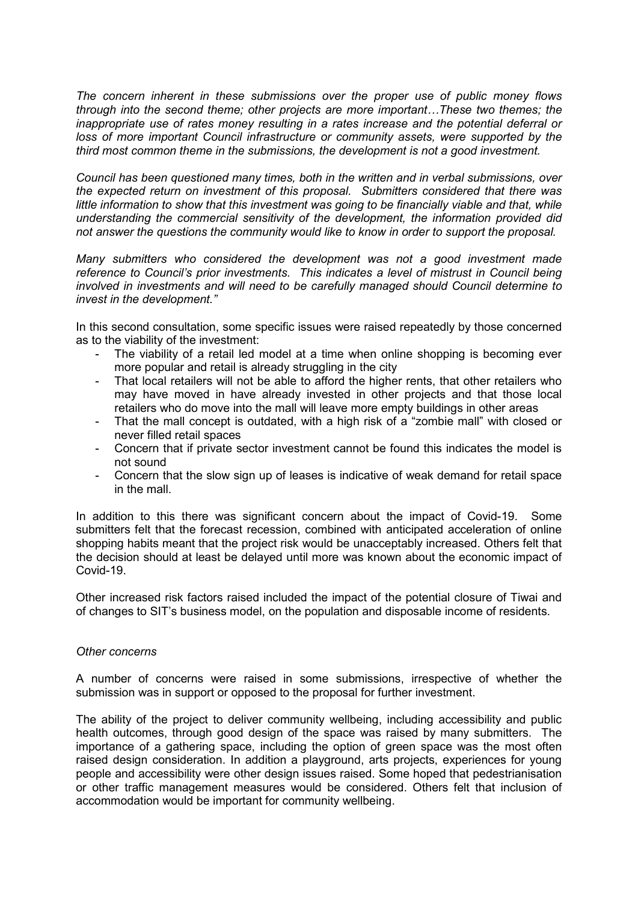*The concern inherent in these submissions over the proper use of public money flows through into the second theme; other projects are more important…These two themes; the inappropriate use of rates money resulting in a rates increase and the potential deferral or loss of more important Council infrastructure or community assets, were supported by the third most common theme in the submissions, the development is not a good investment.*

*Council has been questioned many times, both in the written and in verbal submissions, over the expected return on investment of this proposal. Submitters considered that there was little information to show that this investment was going to be financially viable and that, while understanding the commercial sensitivity of the development, the information provided did not answer the questions the community would like to know in order to support the proposal.*

*Many submitters who considered the development was not a good investment made reference to Council's prior investments. This indicates a level of mistrust in Council being involved in investments and will need to be carefully managed should Council determine to invest in the development."*

In this second consultation, some specific issues were raised repeatedly by those concerned as to the viability of the investment:

- The viability of a retail led model at a time when online shopping is becoming ever more popular and retail is already struggling in the city
- That local retailers will not be able to afford the higher rents, that other retailers who may have moved in have already invested in other projects and that those local retailers who do move into the mall will leave more empty buildings in other areas
- That the mall concept is outdated, with a high risk of a "zombie mall" with closed or never filled retail spaces
- Concern that if private sector investment cannot be found this indicates the model is not sound
- Concern that the slow sign up of leases is indicative of weak demand for retail space in the mall.

In addition to this there was significant concern about the impact of Covid-19. Some submitters felt that the forecast recession, combined with anticipated acceleration of online shopping habits meant that the project risk would be unacceptably increased. Others felt that the decision should at least be delayed until more was known about the economic impact of Covid-19.

Other increased risk factors raised included the impact of the potential closure of Tiwai and of changes to SIT's business model, on the population and disposable income of residents.

*Other concerns*

A number of concerns were raised in some submissions, irrespective of whether the submission was in support or opposed to the proposal for further investment.

The ability of the project to deliver community wellbeing, including accessibility and public health outcomes, through good design of the space was raised by many submitters. The importance of a gathering space, including the option of green space was the most often raised design consideration. In addition a playground, arts projects, experiences for young people and accessibility were other design issues raised. Some hoped that pedestrianisation or other traffic management measures would be considered. Others felt that inclusion of accommodation would be important for community wellbeing.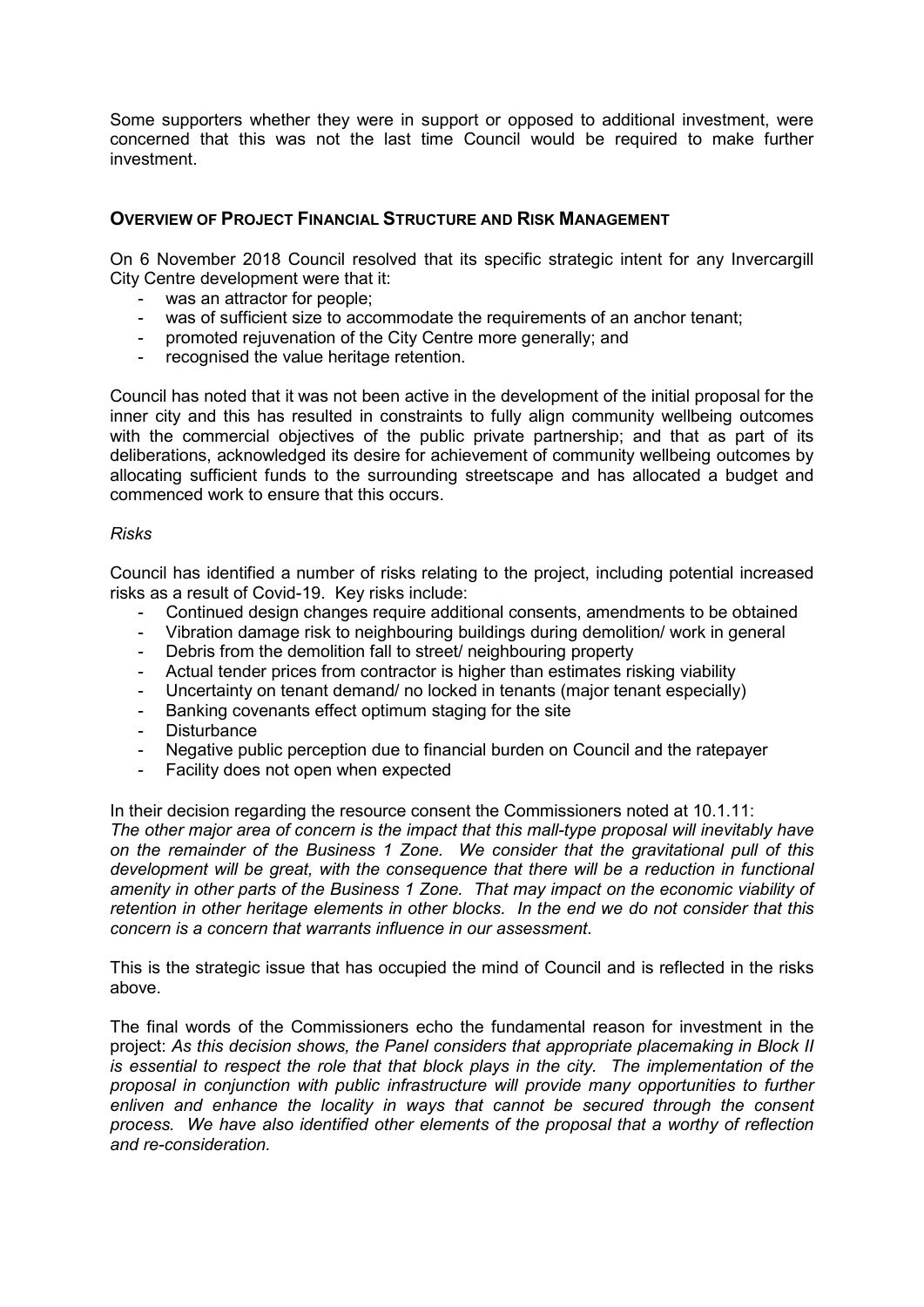Some supporters whether they were in support or opposed to additional investment, were concerned that this was not the last time Council would be required to make further investment.

## Overview of Project Financial Structure and Risk Management

On 6 November 2018 Council resolved that its specific strategic intent for any Invercargill City Centre development were that it:

- was an attractor for people;
- was of sufficient size to accommodate the requirements of an anchor tenant;
- promoted rejuvenation of the City Centre more generally; and
- recognised the value heritage retention.

Council has noted that it was not been active in the development of the initial proposal for the inner city and this has resulted in constraints to fully align community wellbeing outcomes with the commercial objectives of the public private partnership; and that as part of its deliberations, acknowledged its desire for achievement of community wellbeing outcomes by allocating sufficient funds to the surrounding streetscape and has allocated a budget and commenced work to ensure that this occurs.

*Risks*

Council has identified a number of risks relating to the project, including potential increased risks as a result of Covid-19. Key risks include:

- Continued design changes require additional consents, amendments to be obtained
- Vibration damage risk to neighbouring buildings during demolition/ work in general
- Debris from the demolition fall to street/ neighbouring property
- Actual tender prices from contractor is higher than estimates risking viability
- Uncertainty on tenant demand/ no locked in tenants (major tenant especially)
- Banking covenants effect optimum staging for the site
- Disturbance
- Negative public perception due to financial burden on Council and the ratepayer
- Facility does not open when expected

In their decision regarding the resource consent the Commissioners noted at 10.1.11:
*The other major area of concern is the impact that this mall-type proposal will inevitably have on the remainder of the Business 1 Zone. We consider that the gravitational pull of this development will be great, with the consequence that there will be a reduction in functional amenity in other parts of the Business 1 Zone. That may impact on the economic viability of retention in other heritage elements in other blocks. In the end we do not consider that this concern is a concern that warrants influence in our assessment.*

This is the strategic issue that has occupied the mind of Council and is reflected in the risks above.

The final words of the Commissioners echo the fundamental reason for investment in the project: *As this decision shows, the Panel considers that appropriate placemaking in Block II is essential to respect the role that that block plays in the city. The implementation of the proposal in conjunction with public infrastructure will provide many opportunities to further enliven and enhance the locality in ways that cannot be secured through the consent process. We have also identified other elements of the proposal that a worthy of reflection and re-consideration.*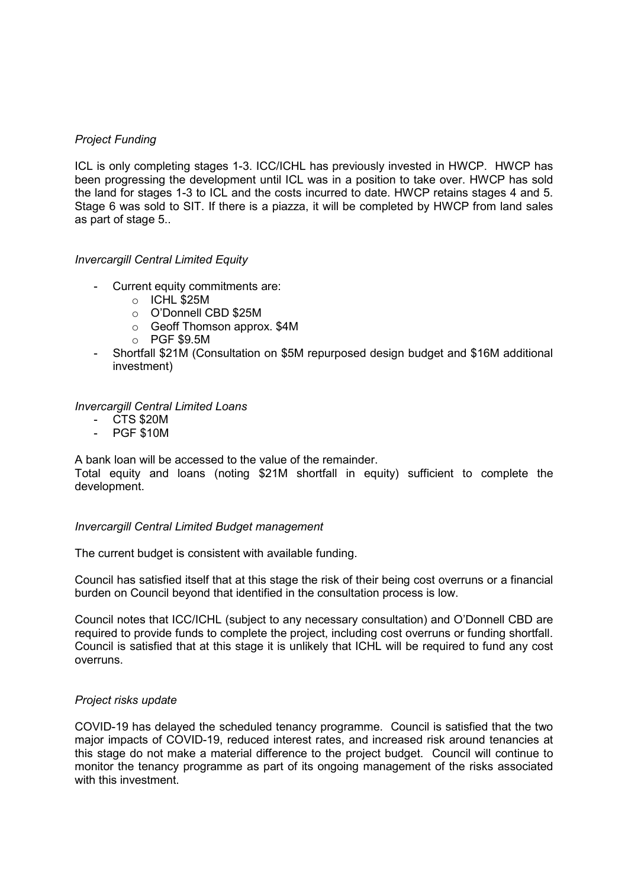*Project Funding*

ICL is only completing stages 1-3. ICC/ICHL has previously invested in HWCP. HWCP has been progressing the development until ICL was in a position to take over. HWCP has sold the land for stages 1-3 to ICL and the costs incurred to date. HWCP retains stages 4 and 5. Stage 6 was sold to SIT. If there is a piazza, it will be completed by HWCP from land sales as part of stage 5..

*Invercargill Central Limited Equity*

- Current equity commitments are:
  - ICHL $25M
  - O'Donnell CBD $25M
  - Geoff Thomson approx. $4M
  - PGF $9.5M
- Shortfall $21M (Consultation on $5M repurposed design budget and $16M additional investment)

*Invercargill Central Limited Loans*

- CTS $20M
- PGF $10M

A bank loan will be accessed to the value of the remainder.
Total equity and loans (noting $21M shortfall in equity) sufficient to complete the development.

*Invercargill Central Limited Budget management*

The current budget is consistent with available funding.

Council has satisfied itself that at this stage the risk of their being cost overruns or a financial burden on Council beyond that identified in the consultation process is low.

Council notes that ICC/ICHL (subject to any necessary consultation) and O'Donnell CBD are required to provide funds to complete the project, including cost overruns or funding shortfall. Council is satisfied that at this stage it is unlikely that ICHL will be required to fund any cost overruns.

*Project risks update*

COVID-19 has delayed the scheduled tenancy programme. Council is satisfied that the two major impacts of COVID-19, reduced interest rates, and increased risk around tenancies at this stage do not make a material difference to the project budget. Council will continue to monitor the tenancy programme as part of its ongoing management of the risks associated with this investment.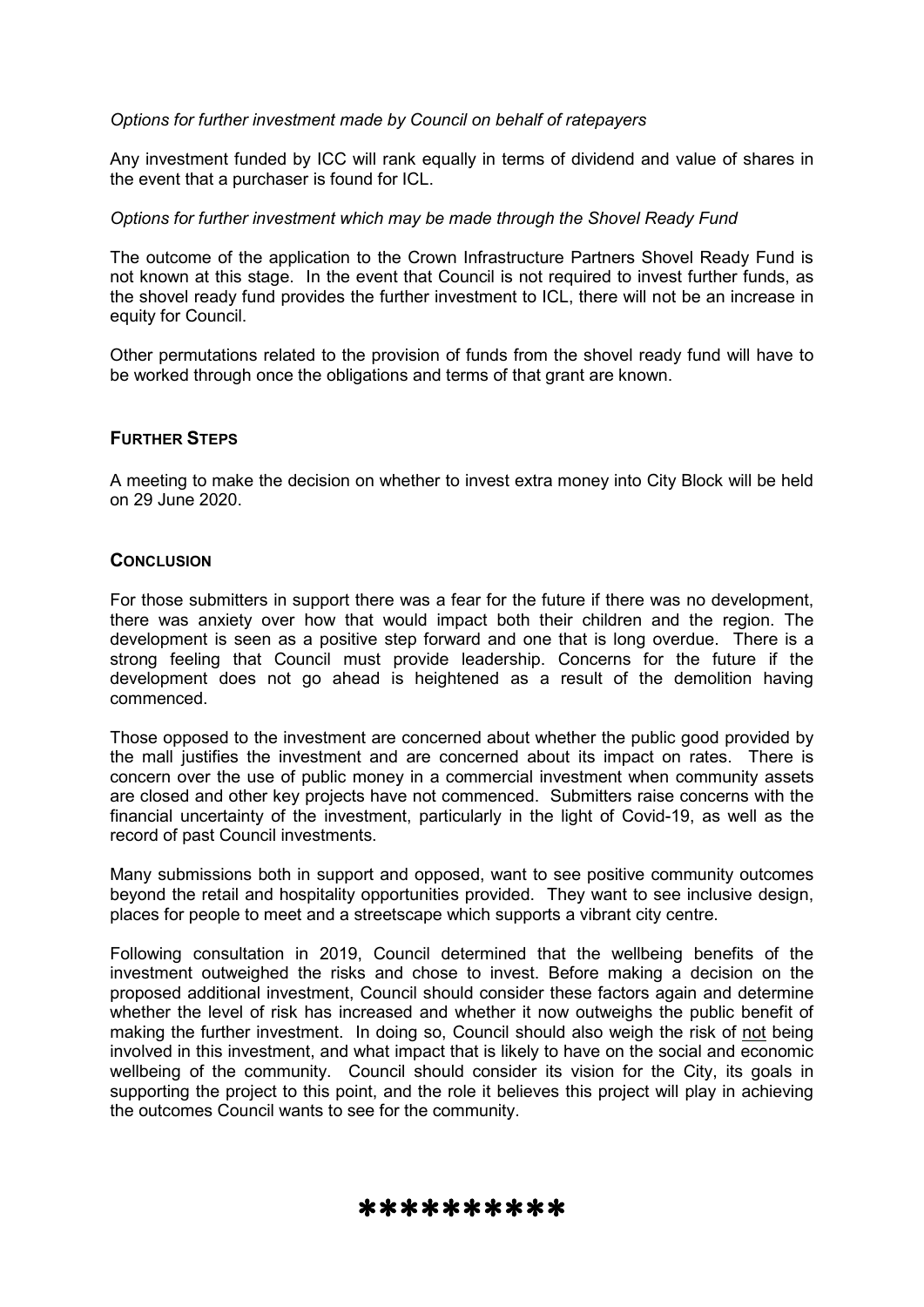*Options for further investment made by Council on behalf of ratepayers*

Any investment funded by ICC will rank equally in terms of dividend and value of shares in the event that a purchaser is found for ICL.

*Options for further investment which may be made through the Shovel Ready Fund*

The outcome of the application to the Crown Infrastructure Partners Shovel Ready Fund is not known at this stage. In the event that Council is not required to invest further funds, as the shovel ready fund provides the further investment to ICL, there will not be an increase in equity for Council.

Other permutations related to the provision of funds from the shovel ready fund will have to be worked through once the obligations and terms of that grant are known.

## FURTHER STEPS

A meeting to make the decision on whether to invest extra money into City Block will be held on 29 June 2020.

## CONCLUSION

For those submitters in support there was a fear for the future if there was no development, there was anxiety over how that would impact both their children and the region. The development is seen as a positive step forward and one that is long overdue. There is a strong feeling that Council must provide leadership. Concerns for the future if the development does not go ahead is heightened as a result of the demolition having commenced.

Those opposed to the investment are concerned about whether the public good provided by the mall justifies the investment and are concerned about its impact on rates. There is concern over the use of public money in a commercial investment when community assets are closed and other key projects have not commenced. Submitters raise concerns with the financial uncertainty of the investment, particularly in the light of Covid-19, as well as the record of past Council investments.

Many submissions both in support and opposed, want to see positive community outcomes beyond the retail and hospitality opportunities provided. They want to see inclusive design, places for people to meet and a streetscape which supports a vibrant city centre.

Following consultation in 2019, Council determined that the wellbeing benefits of the investment outweighed the risks and chose to invest. Before making a decision on the proposed additional investment, Council should consider these factors again and determine whether the level of risk has increased and whether it now outweighs the public benefit of making the further investment. In doing so, Council should also weigh the risk of <u>not</u> being involved in this investment, and what impact that is likely to have on the social and economic wellbeing of the community. Council should consider its vision for the City, its goals in supporting the project to this point, and the role it believes this project will play in achieving the outcomes Council wants to see for the community.

**********